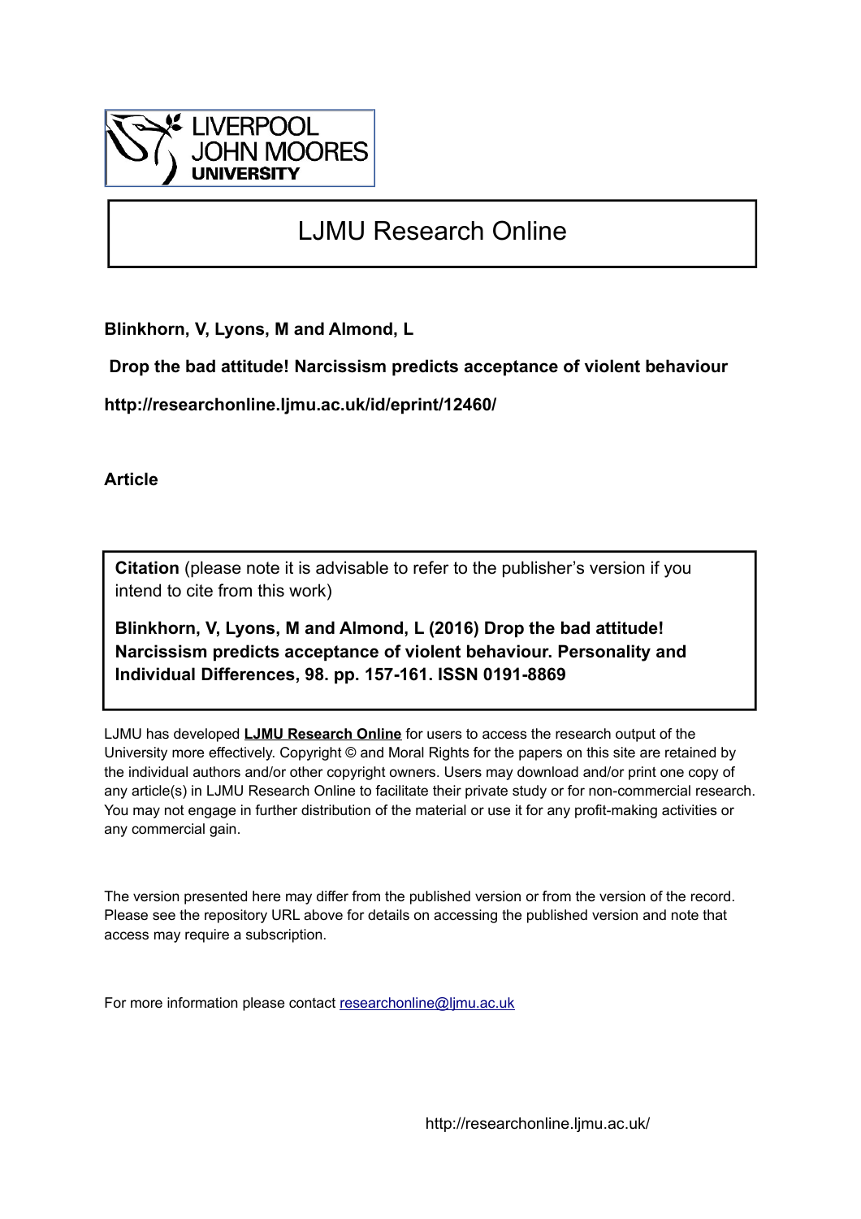# LJMU Research Online

**Blinkhorn, V, Lyons, M and Almond, L**

**Drop the bad attitude! Narcissism predicts acceptance of violent behaviour**

**http://researchonline.ljmu.ac.uk/id/eprint/12460/**

**Article**

**Citation** (please note it is advisable to refer to the publisher's version if you intend to cite from this work)

**Blinkhorn, V, Lyons, M and Almond, L (2016) Drop the bad attitude! Narcissism predicts acceptance of violent behaviour. Personality and Individual Differences, 98. pp. 157-161. ISSN 0191-8869**

LJMU has developed **LJMU Research Online** for users to access the research output of the University more effectively. Copyright © and Moral Rights for the papers on this site are retained by the individual authors and/or other copyright owners. Users may download and/or print one copy of any article(s) in LJMU Research Online to facilitate their private study or for non-commercial research. You may not engage in further distribution of the material or use it for any profit-making activities or any commercial gain.

The version presented here may differ from the published version or from the version of the record. Please see the repository URL above for details on accessing the published version and note that access may require a subscription.

For more information please contact researchonline@ljmu.ac.uk

http://researchonline.ljmu.ac.uk/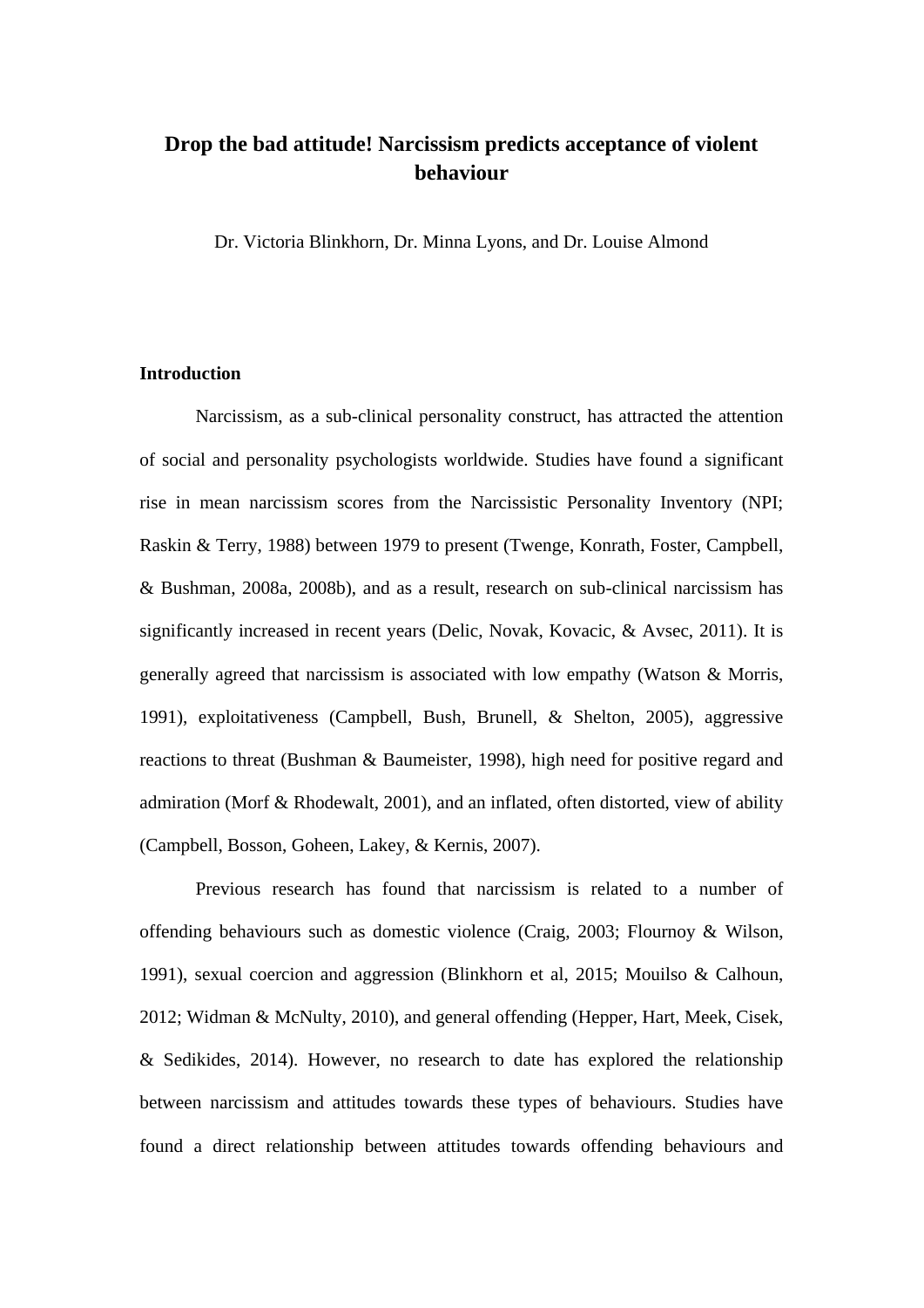# Drop the bad attitude! Narcissism predicts acceptance of violent behaviour

Dr. Victoria Blinkhorn, Dr. Minna Lyons, and Dr. Louise Almond

## Introduction

Narcissism, as a sub-clinical personality construct, has attracted the attention of social and personality psychologists worldwide. Studies have found a significant rise in mean narcissism scores from the Narcissistic Personality Inventory (NPI; Raskin & Terry, 1988) between 1979 to present (Twenge, Konrath, Foster, Campbell, & Bushman, 2008a, 2008b), and as a result, research on sub-clinical narcissism has significantly increased in recent years (Delic, Novak, Kovacic, & Avsec, 2011). It is generally agreed that narcissism is associated with low empathy (Watson & Morris, 1991), exploitativeness (Campbell, Bush, Brunell, & Shelton, 2005), aggressive reactions to threat (Bushman & Baumeister, 1998), high need for positive regard and admiration (Morf & Rhodewalt, 2001), and an inflated, often distorted, view of ability (Campbell, Bosson, Goheen, Lakey, & Kernis, 2007).

Previous research has found that narcissism is related to a number of offending behaviours such as domestic violence (Craig, 2003; Flournoy & Wilson, 1991), sexual coercion and aggression (Blinkhorn et al, 2015; Mouilso & Calhoun, 2012; Widman & McNulty, 2010), and general offending (Hepper, Hart, Meek, Cisek, & Sedikides, 2014). However, no research to date has explored the relationship between narcissism and attitudes towards these types of behaviours. Studies have found a direct relationship between attitudes towards offending behaviours and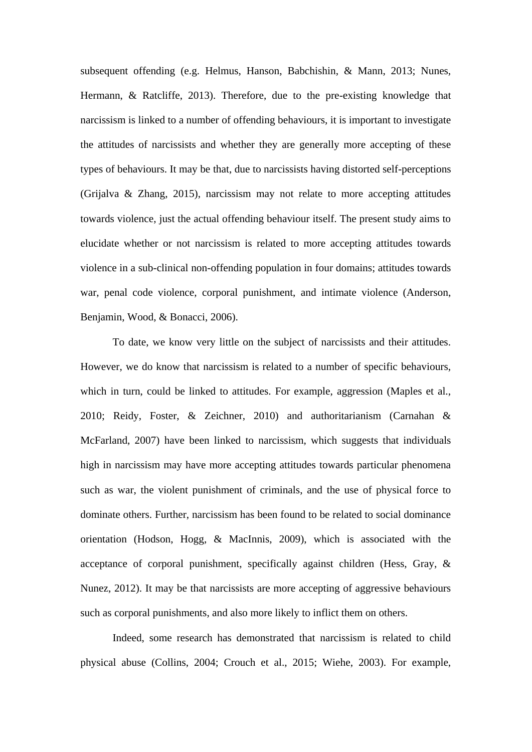subsequent offending (e.g. Helmus, Hanson, Babchishin, & Mann, 2013; Nunes, Hermann, & Ratcliffe, 2013). Therefore, due to the pre-existing knowledge that narcissism is linked to a number of offending behaviours, it is important to investigate the attitudes of narcissists and whether they are generally more accepting of these types of behaviours. It may be that, due to narcissists having distorted self-perceptions (Grijalva & Zhang, 2015), narcissism may not relate to more accepting attitudes towards violence, just the actual offending behaviour itself. The present study aims to elucidate whether or not narcissism is related to more accepting attitudes towards violence in a sub-clinical non-offending population in four domains; attitudes towards war, penal code violence, corporal punishment, and intimate violence (Anderson, Benjamin, Wood, & Bonacci, 2006).

To date, we know very little on the subject of narcissists and their attitudes. However, we do know that narcissism is related to a number of specific behaviours, which in turn, could be linked to attitudes. For example, aggression (Maples et al., 2010; Reidy, Foster, & Zeichner, 2010) and authoritarianism (Carnahan & McFarland, 2007) have been linked to narcissism, which suggests that individuals high in narcissism may have more accepting attitudes towards particular phenomena such as war, the violent punishment of criminals, and the use of physical force to dominate others. Further, narcissism has been found to be related to social dominance orientation (Hodson, Hogg, & MacInnis, 2009), which is associated with the acceptance of corporal punishment, specifically against children (Hess, Gray, & Nunez, 2012). It may be that narcissists are more accepting of aggressive behaviours such as corporal punishments, and also more likely to inflict them on others.

Indeed, some research has demonstrated that narcissism is related to child physical abuse (Collins, 2004; Crouch et al., 2015; Wiehe, 2003). For example,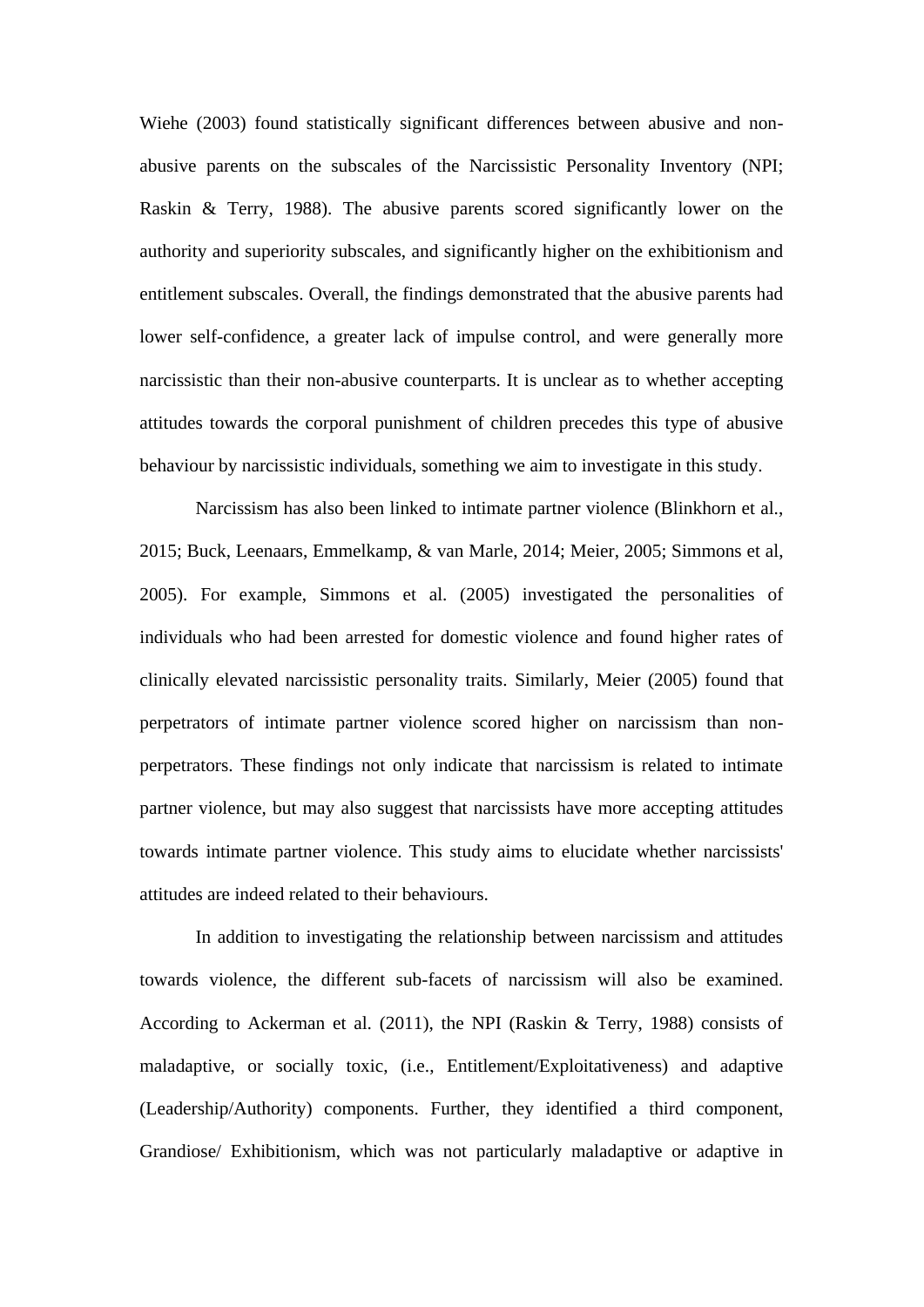Wiehe (2003) found statistically significant differences between abusive and non-abusive parents on the subscales of the Narcissistic Personality Inventory (NPI; Raskin & Terry, 1988). The abusive parents scored significantly lower on the authority and superiority subscales, and significantly higher on the exhibitionism and entitlement subscales. Overall, the findings demonstrated that the abusive parents had lower self-confidence, a greater lack of impulse control, and were generally more narcissistic than their non-abusive counterparts. It is unclear as to whether accepting attitudes towards the corporal punishment of children precedes this type of abusive behaviour by narcissistic individuals, something we aim to investigate in this study.

Narcissism has also been linked to intimate partner violence (Blinkhorn et al., 2015; Buck, Leenaars, Emmelkamp, & van Marle, 2014; Meier, 2005; Simmons et al, 2005). For example, Simmons et al. (2005) investigated the personalities of individuals who had been arrested for domestic violence and found higher rates of clinically elevated narcissistic personality traits. Similarly, Meier (2005) found that perpetrators of intimate partner violence scored higher on narcissism than non-perpetrators. These findings not only indicate that narcissism is related to intimate partner violence, but may also suggest that narcissists have more accepting attitudes towards intimate partner violence. This study aims to elucidate whether narcissists' attitudes are indeed related to their behaviours.

In addition to investigating the relationship between narcissism and attitudes towards violence, the different sub-facets of narcissism will also be examined. According to Ackerman et al. (2011), the NPI (Raskin & Terry, 1988) consists of maladaptive, or socially toxic, (i.e., Entitlement/Exploitativeness) and adaptive (Leadership/Authority) components. Further, they identified a third component, Grandiose/ Exhibitionism, which was not particularly maladaptive or adaptive in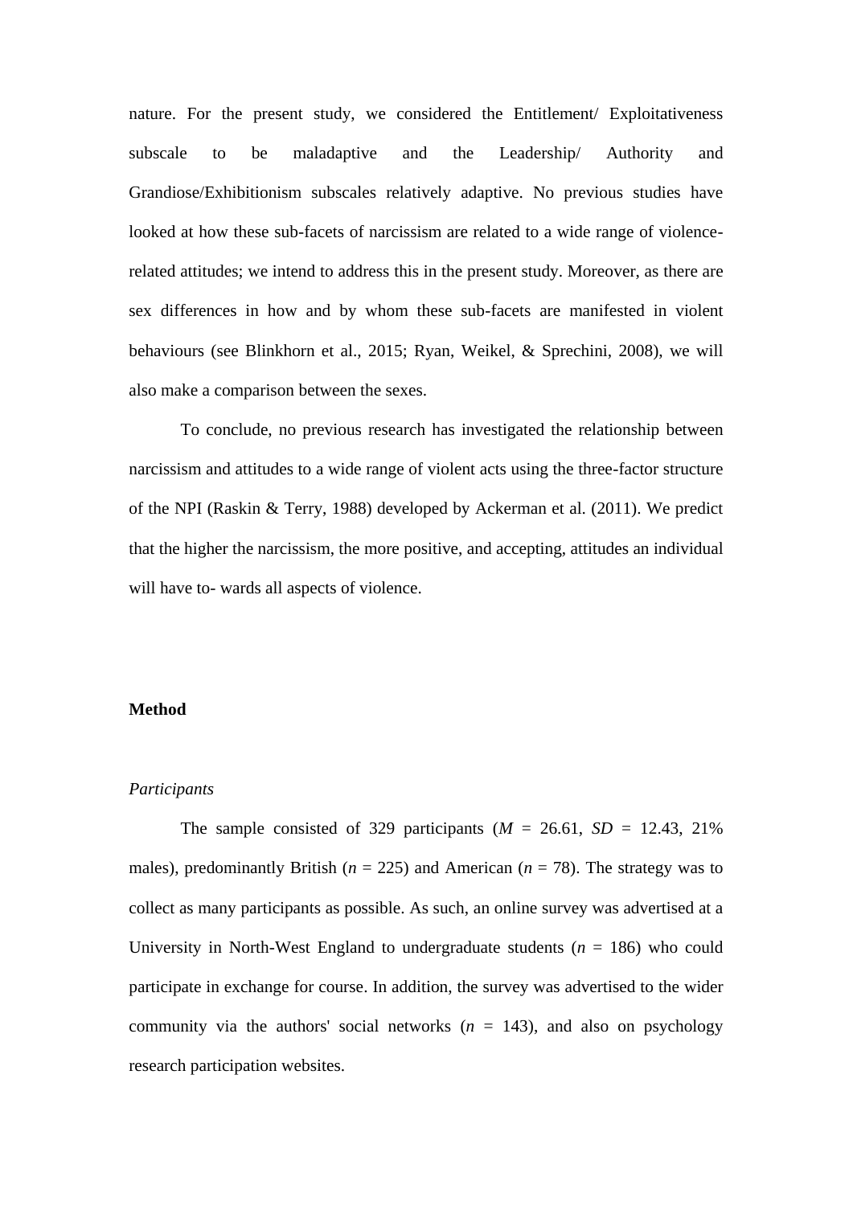nature. For the present study, we considered the Entitlement/ Exploitativeness subscale to be maladaptive and the Leadership/ Authority and Grandiose/Exhibitionism subscales relatively adaptive. No previous studies have looked at how these sub-facets of narcissism are related to a wide range of violence-related attitudes; we intend to address this in the present study. Moreover, as there are sex differences in how and by whom these sub-facets are manifested in violent behaviours (see Blinkhorn et al., 2015; Ryan, Weikel, & Sprechini, 2008), we will also make a comparison between the sexes.

To conclude, no previous research has investigated the relationship between narcissism and attitudes to a wide range of violent acts using the three-factor structure of the NPI (Raskin & Terry, 1988) developed by Ackerman et al. (2011). We predict that the higher the narcissism, the more positive, and accepting, attitudes an individual will have to- wards all aspects of violence.

## Method

### *Participants*

The sample consisted of 329 participants (*M* = 26.61, *SD* = 12.43, 21% males), predominantly British (*n* = 225) and American (*n* = 78). The strategy was to collect as many participants as possible. As such, an online survey was advertised at a University in North-West England to undergraduate students (*n* = 186) who could participate in exchange for course. In addition, the survey was advertised to the wider community via the authors' social networks (*n* = 143), and also on psychology research participation websites.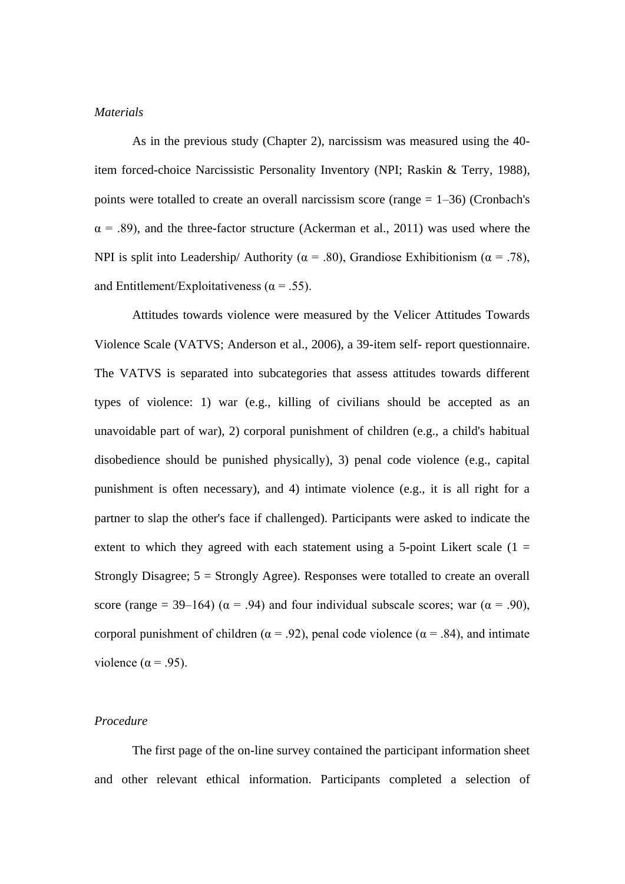*Materials*

As in the previous study (Chapter 2), narcissism was measured using the 40-item forced-choice Narcissistic Personality Inventory (NPI; Raskin & Terry, 1988), points were totalled to create an overall narcissism score (range = 1–36) (Cronbach's α = .89), and the three-factor structure (Ackerman et al., 2011) was used where the NPI is split into Leadership/ Authority (α = .80), Grandiose Exhibitionism (α = .78), and Entitlement/Exploitativeness (α = .55).

Attitudes towards violence were measured by the Velicer Attitudes Towards Violence Scale (VATVS; Anderson et al., 2006), a 39-item self- report questionnaire. The VATVS is separated into subcategories that assess attitudes towards different types of violence: 1) war (e.g., killing of civilians should be accepted as an unavoidable part of war), 2) corporal punishment of children (e.g., a child's habitual disobedience should be punished physically), 3) penal code violence (e.g., capital punishment is often necessary), and 4) intimate violence (e.g., it is all right for a partner to slap the other's face if challenged). Participants were asked to indicate the extent to which they agreed with each statement using a 5-point Likert scale (1 = Strongly Disagree; 5 = Strongly Agree). Responses were totalled to create an overall score (range = 39–164) (α = .94) and four individual subscale scores; war (α = .90), corporal punishment of children (α = .92), penal code violence (α = .84), and intimate violence (α = .95).

*Procedure*

The first page of the on-line survey contained the participant information sheet and other relevant ethical information. Participants completed a selection of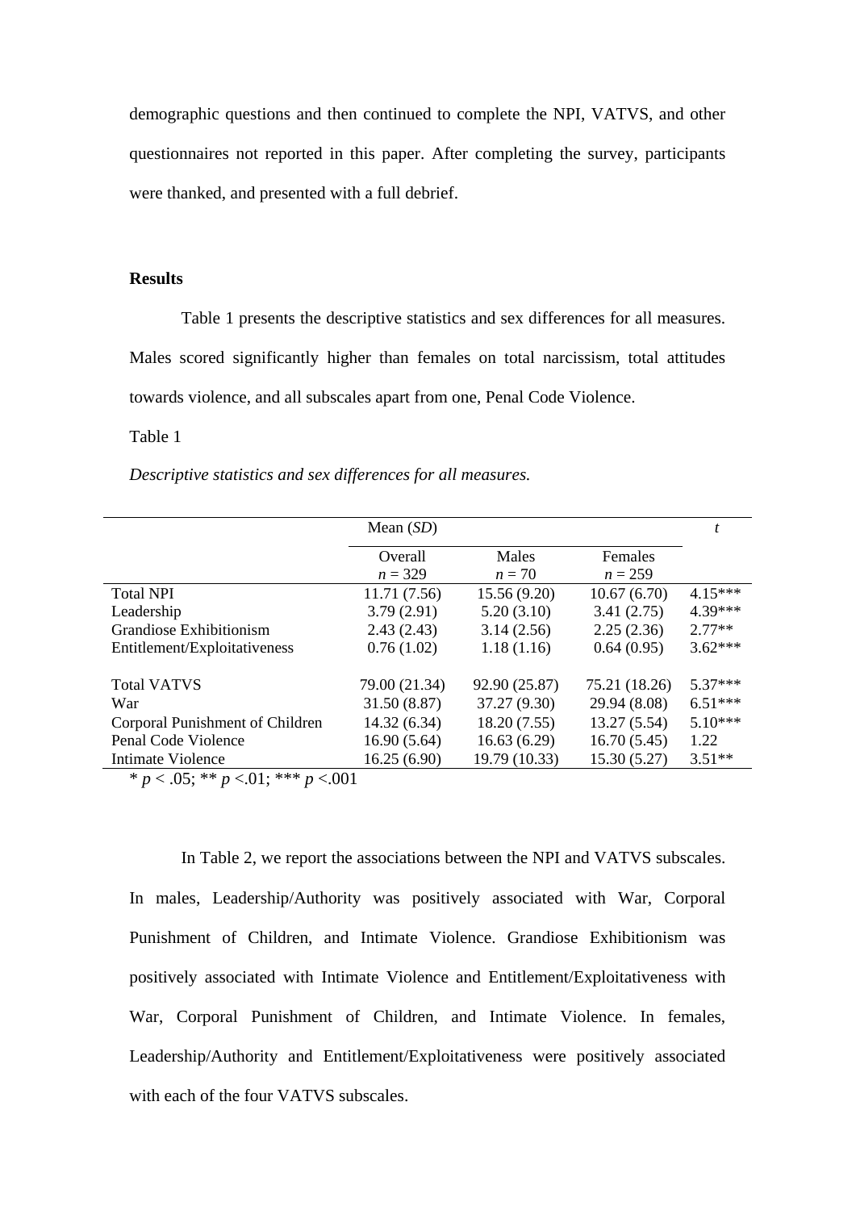demographic questions and then continued to complete the NPI, VATVS, and other questionnaires not reported in this paper. After completing the survey, participants were thanked, and presented with a full debrief.

## Results

Table 1 presents the descriptive statistics and sex differences for all measures. Males scored significantly higher than females on total narcissism, total attitudes towards violence, and all subscales apart from one, Penal Code Violence.

Table 1

*Descriptive statistics and sex differences for all measures.*

| | Mean (*SD*) | | | *t* |
|---|---|---|---|---|
| | Overall $n = 329$ | Males $n = 70$ | Females $n = 259$ | |
| Total NPI | 11.71 (7.56) | 15.56 (9.20) | 10.67 (6.70) | 4.15*** |
| Leadership | 3.79 (2.91) | 5.20 (3.10) | 3.41 (2.75) | 4.39*** |
| Grandiose Exhibitionism | 2.43 (2.43) | 3.14 (2.56) | 2.25 (2.36) | 2.77** |
| Entitlement/Exploitativeness | 0.76 (1.02) | 1.18 (1.16) | 0.64 (0.95) | 3.62*** |
| | | | | |
| Total VATVS | 79.00 (21.34) | 92.90 (25.87) | 75.21 (18.26) | 5.37*** |
| War | 31.50 (8.87) | 37.27 (9.30) | 29.94 (8.08) | 6.51*** |
| Corporal Punishment of Children | 14.32 (6.34) | 18.20 (7.55) | 13.27 (5.54) | 5.10*** |
| Penal Code Violence | 16.90 (5.64) | 16.63 (6.29) | 16.70 (5.45) | 1.22 |
| Intimate Violence | 16.25 (6.90) | 19.79 (10.33) | 15.30 (5.27) | 3.51** |

\* $p < .05$; ** $p < .01$; *** $p < .001$

In Table 2, we report the associations between the NPI and VATVS subscales. In males, Leadership/Authority was positively associated with War, Corporal Punishment of Children, and Intimate Violence. Grandiose Exhibitionism was positively associated with Intimate Violence and Entitlement/Exploitativeness with War, Corporal Punishment of Children, and Intimate Violence. In females, Leadership/Authority and Entitlement/Exploitativeness were positively associated with each of the four VATVS subscales.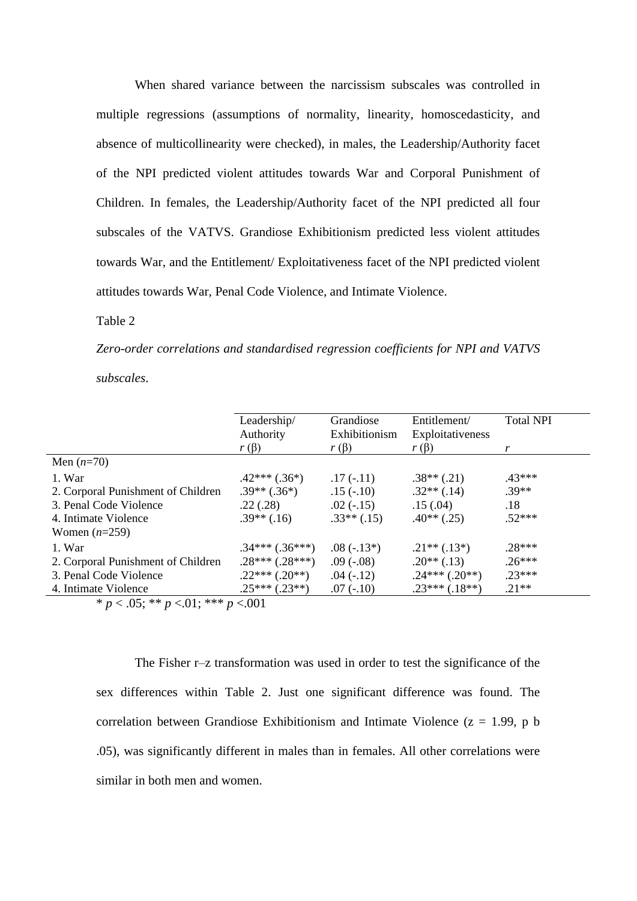When shared variance between the narcissism subscales was controlled in multiple regressions (assumptions of normality, linearity, homoscedasticity, and absence of multicollinearity were checked), in males, the Leadership/Authority facet of the NPI predicted violent attitudes towards War and Corporal Punishment of Children. In females, the Leadership/Authority facet of the NPI predicted all four subscales of the VATVS. Grandiose Exhibitionism predicted less violent attitudes towards War, and the Entitlement/ Exploitativeness facet of the NPI predicted violent attitudes towards War, Penal Code Violence, and Intimate Violence.

Table 2

*Zero-order correlations and standardised regression coefficients for NPI and VATVS subscales*.

| | Leadership/ Authority $r$ (β) | Grandiose Exhibitionism $r$ (β) | Entitlement/ Exploitativeness $r$ (β) | Total NPI $r$ |
|---|---|---|---|---|
| Men (*n*=70) | | | | |
| 1. War | .42*** (.36*) | .17 (-.11) | .38** (.21) | .43*** |
| 2. Corporal Punishment of Children | .39** (.36*) | .15 (-.10) | .32** (.14) | .39** |
| 3. Penal Code Violence | .22 (.28) | .02 (-.15) | .15 (.04) | .18 |
| 4. Intimate Violence | .39** (.16) | .33** (.15) | .40** (.25) | .52*** |
| Women (*n*=259) | | | | |
| 1. War | .34*** (.36***) | .08 (-.13*) | .21** (.13*) | .28*** |
| 2. Corporal Punishment of Children | .28*** (.28***) | .09 (-.08) | .20** (.13) | .26*** |
| 3. Penal Code Violence | .22*** (.20**) | .04 (-.12) | .24*** (.20**) | .23*** |
| 4. Intimate Violence | .25*** (.23**) | .07 (-.10) | .23*** (.18**) | .21** |

* $p < .05$; ** $p < .01$; *** $p < .001$

The Fisher r–z transformation was used in order to test the significance of the sex differences within Table 2. Just one significant difference was found. The correlation between Grandiose Exhibitionism and Intimate Violence (z = 1.99, p b .05), was significantly different in males than in females. All other correlations were similar in both men and women.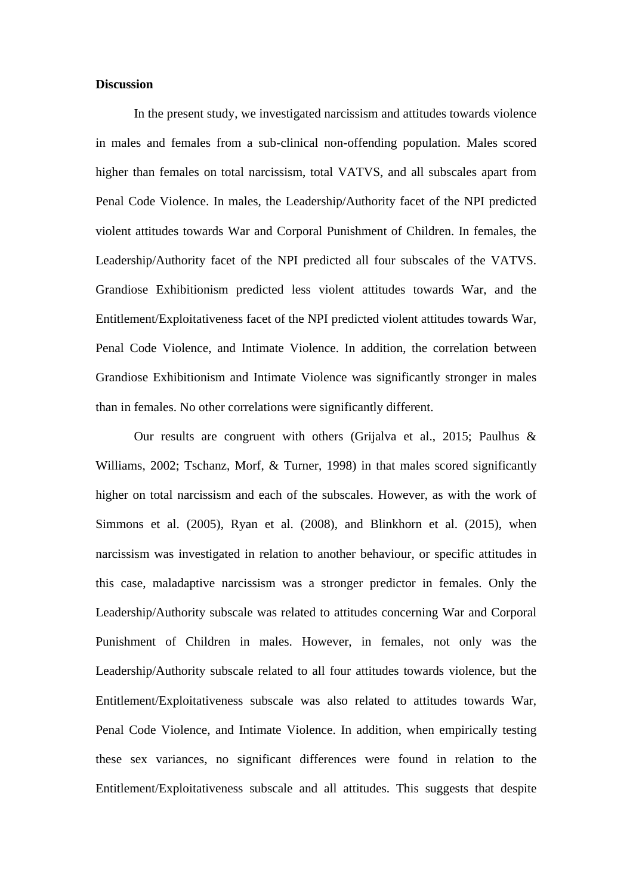**Discussion**

In the present study, we investigated narcissism and attitudes towards violence in males and females from a sub-clinical non-offending population. Males scored higher than females on total narcissism, total VATVS, and all subscales apart from Penal Code Violence. In males, the Leadership/Authority facet of the NPI predicted violent attitudes towards War and Corporal Punishment of Children. In females, the Leadership/Authority facet of the NPI predicted all four subscales of the VATVS. Grandiose Exhibitionism predicted less violent attitudes towards War, and the Entitlement/Exploitativeness facet of the NPI predicted violent attitudes towards War, Penal Code Violence, and Intimate Violence. In addition, the correlation between Grandiose Exhibitionism and Intimate Violence was significantly stronger in males than in females. No other correlations were significantly different.

Our results are congruent with others (Grijalva et al., 2015; Paulhus & Williams, 2002; Tschanz, Morf, & Turner, 1998) in that males scored significantly higher on total narcissism and each of the subscales. However, as with the work of Simmons et al. (2005), Ryan et al. (2008), and Blinkhorn et al. (2015), when narcissism was investigated in relation to another behaviour, or specific attitudes in this case, maladaptive narcissism was a stronger predictor in females. Only the Leadership/Authority subscale was related to attitudes concerning War and Corporal Punishment of Children in males. However, in females, not only was the Leadership/Authority subscale related to all four attitudes towards violence, but the Entitlement/Exploitativeness subscale was also related to attitudes towards War, Penal Code Violence, and Intimate Violence. In addition, when empirically testing these sex variances, no significant differences were found in relation to the Entitlement/Exploitativeness subscale and all attitudes. This suggests that despite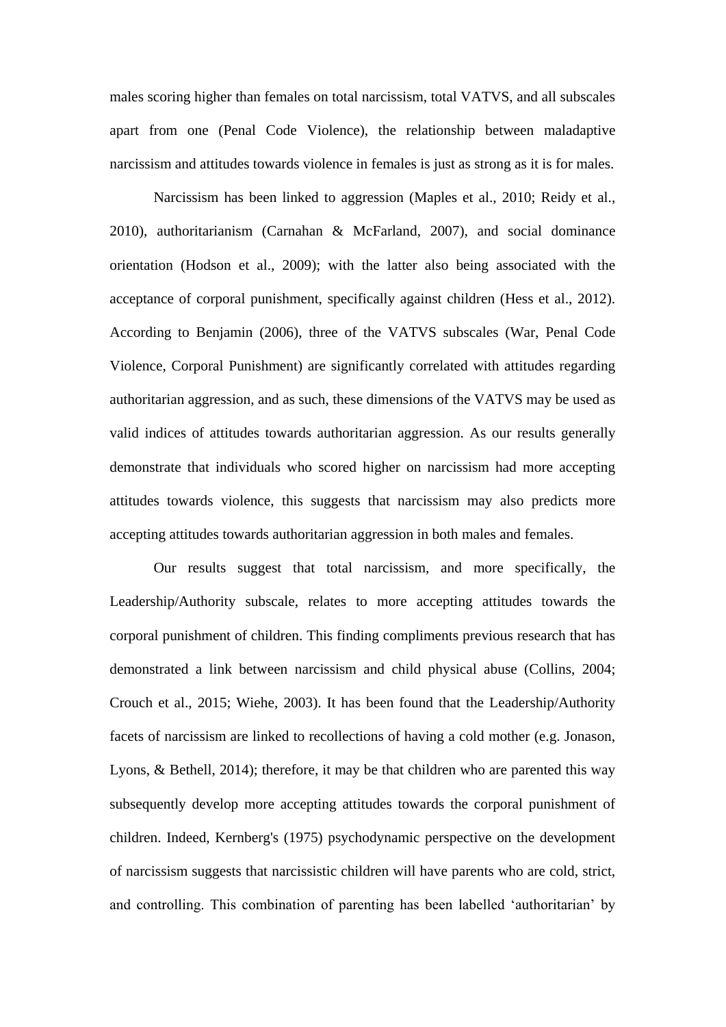males scoring higher than females on total narcissism, total VATVS, and all subscales apart from one (Penal Code Violence), the relationship between maladaptive narcissism and attitudes towards violence in females is just as strong as it is for males.

Narcissism has been linked to aggression (Maples et al., 2010; Reidy et al., 2010), authoritarianism (Carnahan & McFarland, 2007), and social dominance orientation (Hodson et al., 2009); with the latter also being associated with the acceptance of corporal punishment, specifically against children (Hess et al., 2012). According to Benjamin (2006), three of the VATVS subscales (War, Penal Code Violence, Corporal Punishment) are significantly correlated with attitudes regarding authoritarian aggression, and as such, these dimensions of the VATVS may be used as valid indices of attitudes towards authoritarian aggression. As our results generally demonstrate that individuals who scored higher on narcissism had more accepting attitudes towards violence, this suggests that narcissism may also predicts more accepting attitudes towards authoritarian aggression in both males and females.

Our results suggest that total narcissism, and more specifically, the Leadership/Authority subscale, relates to more accepting attitudes towards the corporal punishment of children. This finding compliments previous research that has demonstrated a link between narcissism and child physical abuse (Collins, 2004; Crouch et al., 2015; Wiehe, 2003). It has been found that the Leadership/Authority facets of narcissism are linked to recollections of having a cold mother (e.g. Jonason, Lyons, & Bethell, 2014); therefore, it may be that children who are parented this way subsequently develop more accepting attitudes towards the corporal punishment of children. Indeed, Kernberg's (1975) psychodynamic perspective on the development of narcissism suggests that narcissistic children will have parents who are cold, strict, and controlling. This combination of parenting has been labelled 'authoritarian' by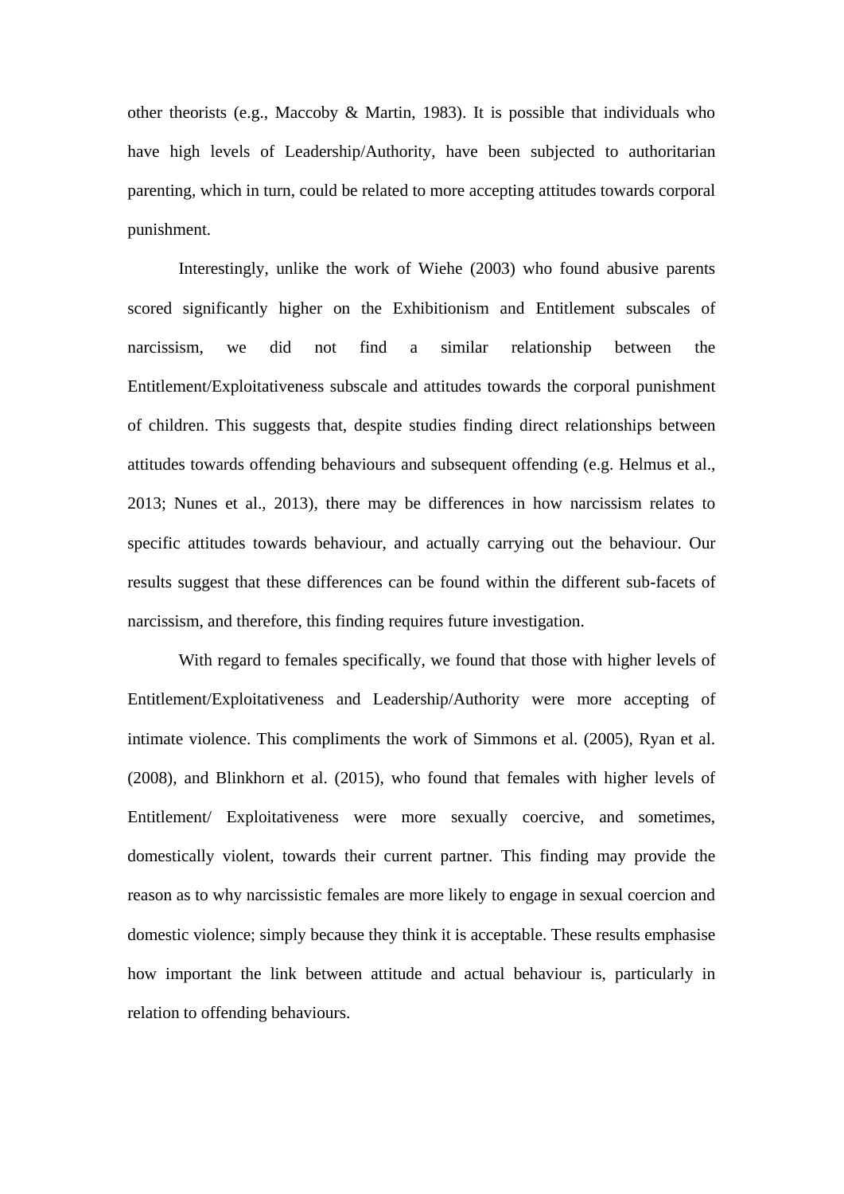other theorists (e.g., Maccoby & Martin, 1983). It is possible that individuals who have high levels of Leadership/Authority, have been subjected to authoritarian parenting, which in turn, could be related to more accepting attitudes towards corporal punishment.

Interestingly, unlike the work of Wiehe (2003) who found abusive parents scored significantly higher on the Exhibitionism and Entitlement subscales of narcissism, we did not find a similar relationship between the Entitlement/Exploitativeness subscale and attitudes towards the corporal punishment of children. This suggests that, despite studies finding direct relationships between attitudes towards offending behaviours and subsequent offending (e.g. Helmus et al., 2013; Nunes et al., 2013), there may be differences in how narcissism relates to specific attitudes towards behaviour, and actually carrying out the behaviour. Our results suggest that these differences can be found within the different sub-facets of narcissism, and therefore, this finding requires future investigation.

With regard to females specifically, we found that those with higher levels of Entitlement/Exploitativeness and Leadership/Authority were more accepting of intimate violence. This compliments the work of Simmons et al. (2005), Ryan et al. (2008), and Blinkhorn et al. (2015), who found that females with higher levels of Entitlement/ Exploitativeness were more sexually coercive, and sometimes, domestically violent, towards their current partner. This finding may provide the reason as to why narcissistic females are more likely to engage in sexual coercion and domestic violence; simply because they think it is acceptable. These results emphasise how important the link between attitude and actual behaviour is, particularly in relation to offending behaviours.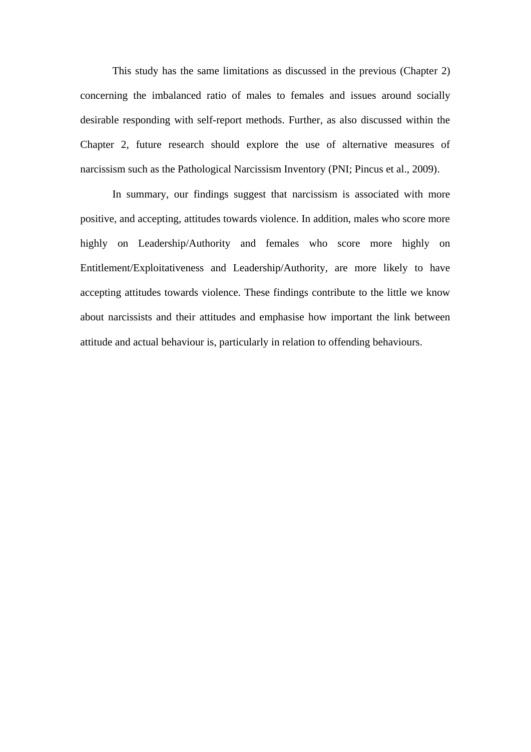This study has the same limitations as discussed in the previous (Chapter 2) concerning the imbalanced ratio of males to females and issues around socially desirable responding with self-report methods. Further, as also discussed within the Chapter 2, future research should explore the use of alternative measures of narcissism such as the Pathological Narcissism Inventory (PNI; Pincus et al., 2009).

In summary, our findings suggest that narcissism is associated with more positive, and accepting, attitudes towards violence. In addition, males who score more highly on Leadership/Authority and females who score more highly on Entitlement/Exploitativeness and Leadership/Authority, are more likely to have accepting attitudes towards violence. These findings contribute to the little we know about narcissists and their attitudes and emphasise how important the link between attitude and actual behaviour is, particularly in relation to offending behaviours.